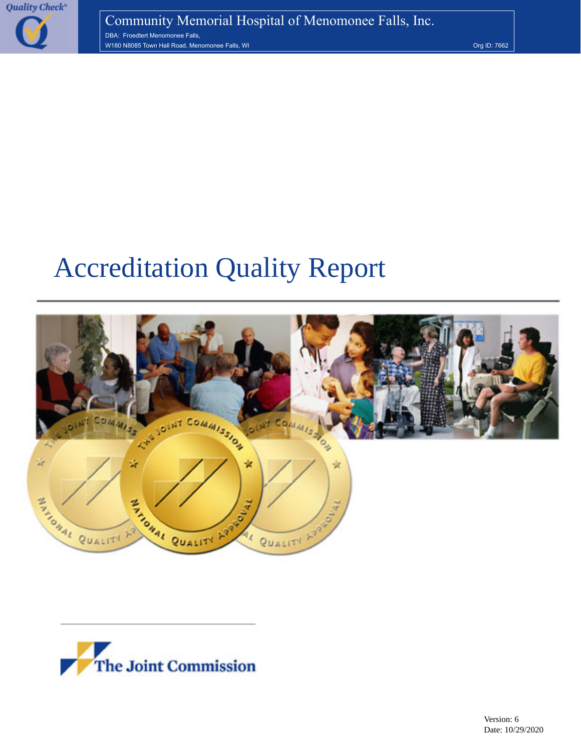Quality Check®

Community Memorial Hospital of Menomonee Falls, Inc.

DBA: Froedtert Menomonee Falls,

W180 N8085 Town Hall Road, Menomonee Falls, WI

Org ID: 7662

# Accreditation Quality Report

The Joint Commission

Version: 6

Date: 10/29/2020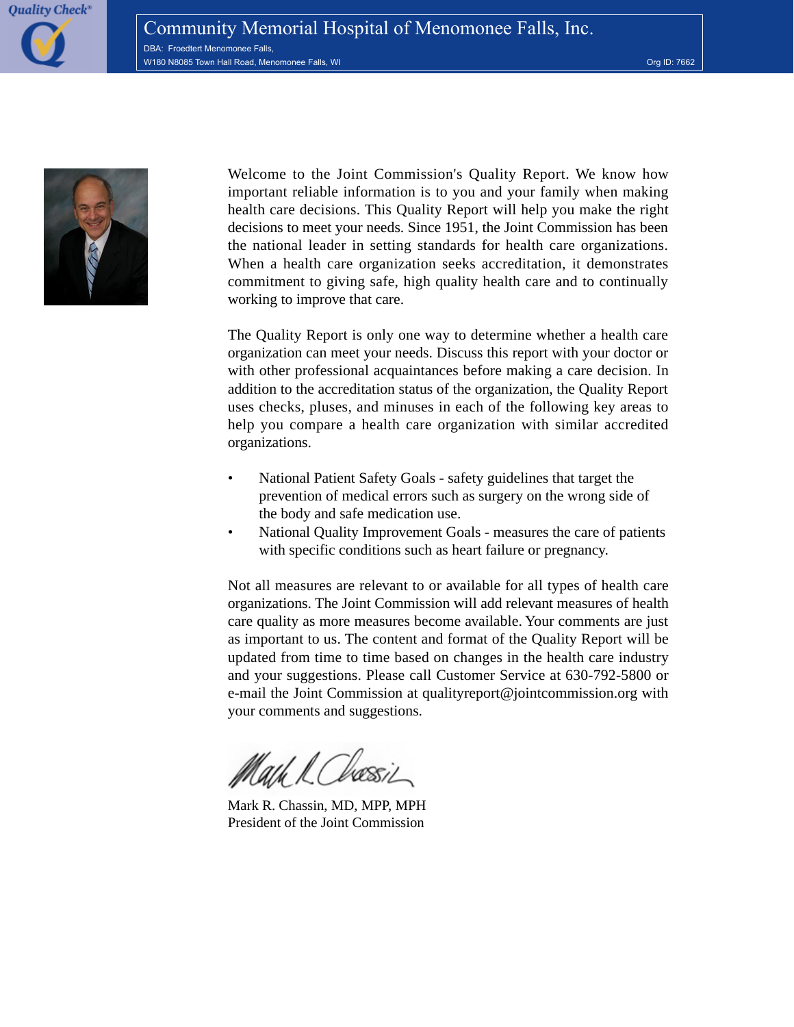Quality Check®

# Community Memorial Hospital of Menomonee Falls, Inc.

DBA: Froedtert Menomonee Falls,

W180 N8085 Town Hall Road, Menomonee Falls, WI

Org ID: 7662

Welcome to the Joint Commission's Quality Report. We know how important reliable information is to you and your family when making health care decisions. This Quality Report will help you make the right decisions to meet your needs. Since 1951, the Joint Commission has been the national leader in setting standards for health care organizations. When a health care organization seeks accreditation, it demonstrates commitment to giving safe, high quality health care and to continually working to improve that care.

The Quality Report is only one way to determine whether a health care organization can meet your needs. Discuss this report with your doctor or with other professional acquaintances before making a care decision. In addition to the accreditation status of the organization, the Quality Report uses checks, pluses, and minuses in each of the following key areas to help you compare a health care organization with similar accredited organizations.

- National Patient Safety Goals - safety guidelines that target the prevention of medical errors such as surgery on the wrong side of the body and safe medication use.
- National Quality Improvement Goals - measures the care of patients with specific conditions such as heart failure or pregnancy.

Not all measures are relevant to or available for all types of health care organizations. The Joint Commission will add relevant measures of health care quality as more measures become available. Your comments are just as important to us. The content and format of the Quality Report will be updated from time to time based on changes in the health care industry and your suggestions. Please call Customer Service at 630-792-5800 or e-mail the Joint Commission at qualityreport@jointcommission.org with your comments and suggestions.

Mark R. Chassin, MD, MPP, MPH
President of the Joint Commission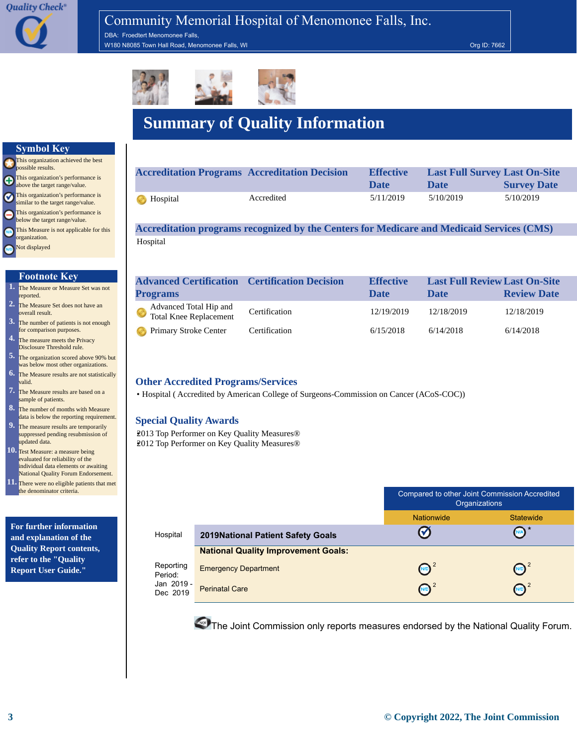Quality Check®

# Community Memorial Hospital of Menomonee Falls, Inc.

DBA: Froedtert Menomonee Falls,

W180 N8085 Town Hall Road, Menomonee Falls, WI

Org ID: 7662

# Summary of Quality Information

## Symbol Key

- This organization achieved the best possible results.
- This organization's performance is above the target range/value.
- This organization's performance is similar to the target range/value.
- This organization's performance is below the target range/value.
- This Measure is not applicable for this organization.
- Not displayed

## Footnote Key

1. The Measure or Measure Set was not reported.
2. The Measure Set does not have an overall result.
3. The number of patients is not enough for comparison purposes.
4. The measure meets the Privacy Disclosure Threshold rule.
5. The organization scored above 90% but was below most other organizations.
6. The Measure results are not statistically valid.
7. The Measure results are based on a sample of patients.
8. The number of months with Measure data is below the reporting requirement.
9. The measure results are temporarily suppressed pending resubmission of updated data.
10. Test Measure: a measure being evaluated for reliability of the individual data elements or awaiting National Quality Forum Endorsement.
11. There were no eligible patients that met the denominator criteria.

**For further information and explanation of the Quality Report contents, refer to the "Quality Report User Guide."**

| Accreditation Programs | Accreditation Decision | Effective Date | Last Full Survey Date | Last On-Site Survey Date |
|---|---|---|---|---|
| Hospital | Accredited | 5/11/2019 | 5/10/2019 | 5/10/2019 |

## Accreditation programs recognized by the Centers for Medicare and Medicaid Services (CMS)

Hospital

| Advanced Certification Programs | Certification Decision | Effective Date | Last Full Review Date | Last On-Site Review Date |
|---|---|---|---|---|
| Advanced Total Hip and Total Knee Replacement | Certification | 12/19/2019 | 12/18/2019 | 12/18/2019 |
| Primary Stroke Center | Certification | 6/15/2018 | 6/14/2018 | 6/14/2018 |

## Other Accredited Programs/Services

- Hospital ( Accredited by American College of Surgeons-Commission on Cancer (ACoS-COC))

## Special Quality Awards

2013 Top Performer on Key Quality Measures®
2012 Top Performer on Key Quality Measures®

| | | Compared to other Joint Commission Accredited Organizations | |
|---|---|---|---|
| | | Nationwide | Statewide |
| Hospital | **2019National Patient Safety Goals** | Similar to target | N/A * |
| | **National Quality Improvement Goals:** | | |
| Reporting Period: Jan 2019 - Dec 2019 | Emergency Department | N/D [2] | N/D [2] |
| | Perinatal Care | N/D [2] | N/D [2] |

The Joint Commission only reports measures endorsed by the National Quality Forum.

© Copyright 2022, The Joint Commission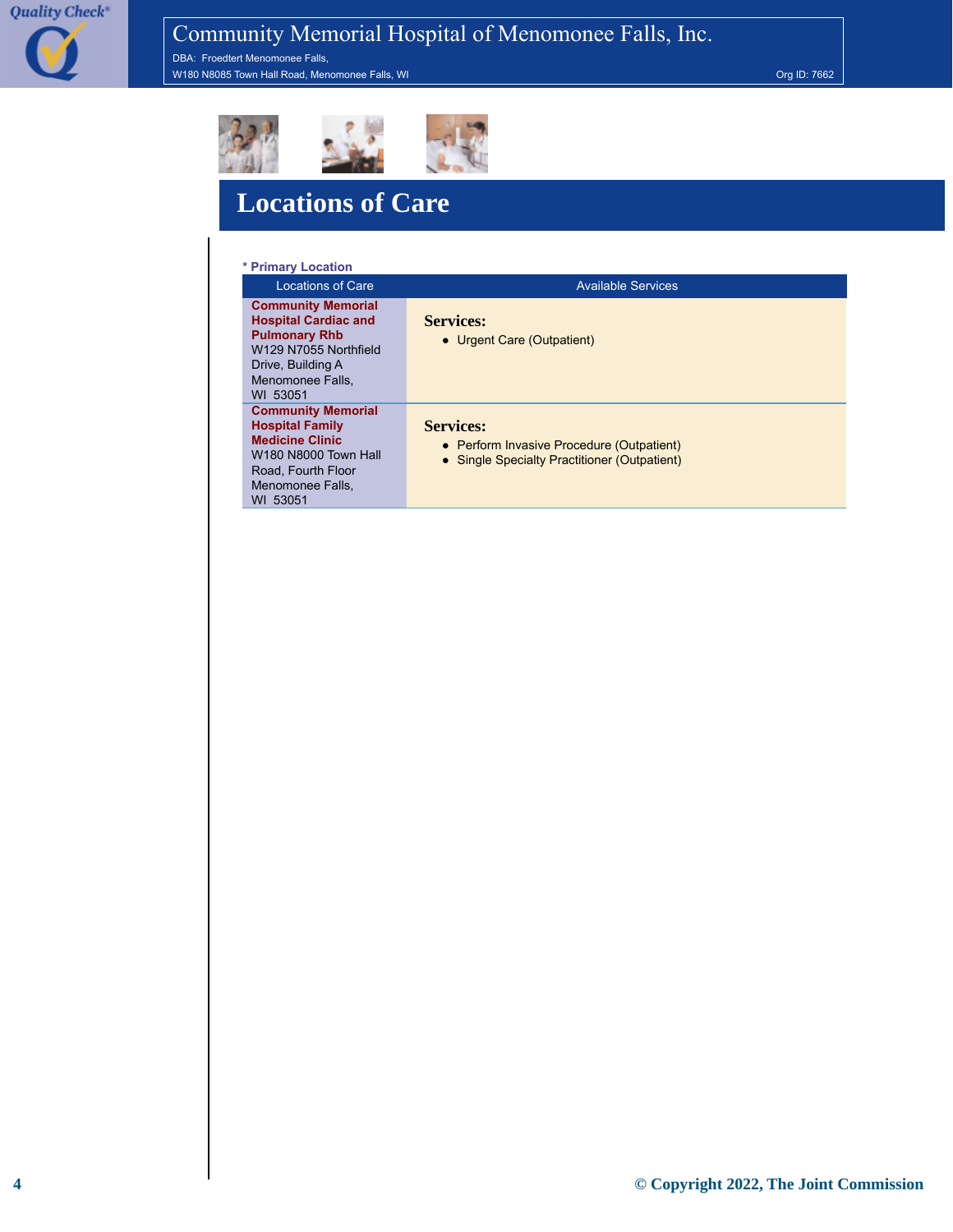# Community Memorial Hospital of Menomonee Falls, Inc.

DBA: Froedtert Menomonee Falls,

W180 N8085 Town Hall Road, Menomonee Falls, WI

Org ID: 7662

## Locations of Care

\* Primary Location

| Locations of Care | Available Services |
|---|---|
| **Community Memorial Hospital Cardiac and Pulmonary Rhb**<br>W129 N7055 Northfield Drive, Building A<br>Menomonee Falls, WI 53051 | **Services:**<br>• Urgent Care (Outpatient) |
| **Community Memorial Hospital Family Medicine Clinic**<br>W180 N8000 Town Hall Road, Fourth Floor<br>Menomonee Falls, WI 53051 | **Services:**<br>• Perform Invasive Procedure (Outpatient)<br>• Single Specialty Practitioner (Outpatient) |

© Copyright 2022, The Joint Commission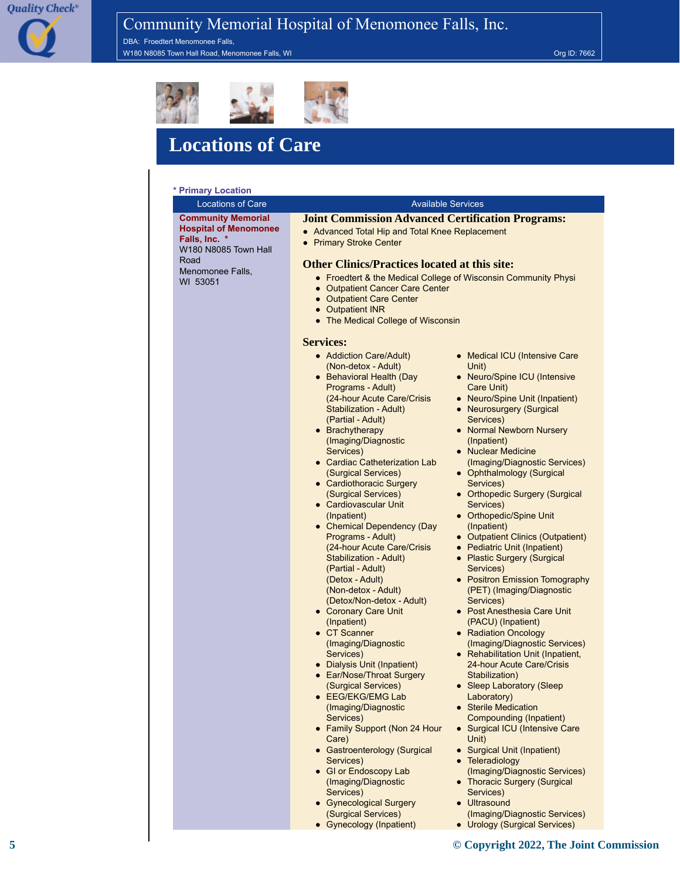# Community Memorial Hospital of Menomonee Falls, Inc.

DBA: Froedtert Menomonee Falls,

W180 N8085 Town Hall Road, Menomonee Falls, WI

Org ID: 7662

## Locations of Care

* Primary Location

| Locations of Care | Available Services |
|---|---|
| **Community Memorial Hospital of Menomonee Falls, Inc. *** W180 N8085 Town Hall Road Menomonee Falls, WI 53051 | See below |

### Joint Commission Advanced Certification Programs:

- Advanced Total Hip and Total Knee Replacement
- Primary Stroke Center

### Other Clinics/Practices located at this site:

- Froedtert & the Medical College of Wisconsin Community Physi
- Outpatient Cancer Care Center
- Outpatient Care Center
- Outpatient INR
- The Medical College of Wisconsin

### Services:

- Addiction Care/Adult) (Non-detox - Adult)
- Behavioral Health (Day Programs - Adult) (24-hour Acute Care/Crisis Stabilization - Adult) (Partial - Adult)
- Brachytherapy (Imaging/Diagnostic Services)
- Cardiac Catheterization Lab (Surgical Services)
- Cardiothoracic Surgery (Surgical Services)
- Cardiovascular Unit (Inpatient)
- Chemical Dependency (Day Programs - Adult) (24-hour Acute Care/Crisis Stabilization - Adult) (Partial - Adult) (Detox - Adult) (Non-detox - Adult) (Detox/Non-detox - Adult)
- Coronary Care Unit (Inpatient)
- CT Scanner (Imaging/Diagnostic Services)
- Dialysis Unit (Inpatient)
- Ear/Nose/Throat Surgery (Surgical Services)
- EEG/EKG/EMG Lab (Imaging/Diagnostic Services)
- Family Support (Non 24 Hour Care)
- Gastroenterology (Surgical Services)
- GI or Endoscopy Lab (Imaging/Diagnostic Services)
- Gynecological Surgery (Surgical Services)
- Gynecology (Inpatient)
- Medical ICU (Intensive Care Unit)
- Neuro/Spine ICU (Intensive Care Unit)
- Neuro/Spine Unit (Inpatient)
- Neurosurgery (Surgical Services)
- Normal Newborn Nursery (Inpatient)
- Nuclear Medicine (Imaging/Diagnostic Services)
- Ophthalmology (Surgical Services)
- Orthopedic Surgery (Surgical Services)
- Orthopedic/Spine Unit (Inpatient)
- Outpatient Clinics (Outpatient)
- Pediatric Unit (Inpatient)
- Plastic Surgery (Surgical Services)
- Positron Emission Tomography (PET) (Imaging/Diagnostic Services)
- Post Anesthesia Care Unit (PACU) (Inpatient)
- Radiation Oncology (Imaging/Diagnostic Services)
- Rehabilitation Unit (Inpatient, 24-hour Acute Care/Crisis Stabilization)
- Sleep Laboratory (Sleep Laboratory)
- Sterile Medication Compounding (Inpatient)
- Surgical ICU (Intensive Care Unit)
- Surgical Unit (Inpatient)
- Teleradiology (Imaging/Diagnostic Services)
- Thoracic Surgery (Surgical Services)
- Ultrasound (Imaging/Diagnostic Services)
- Urology (Surgical Services)

© Copyright 2022, The Joint Commission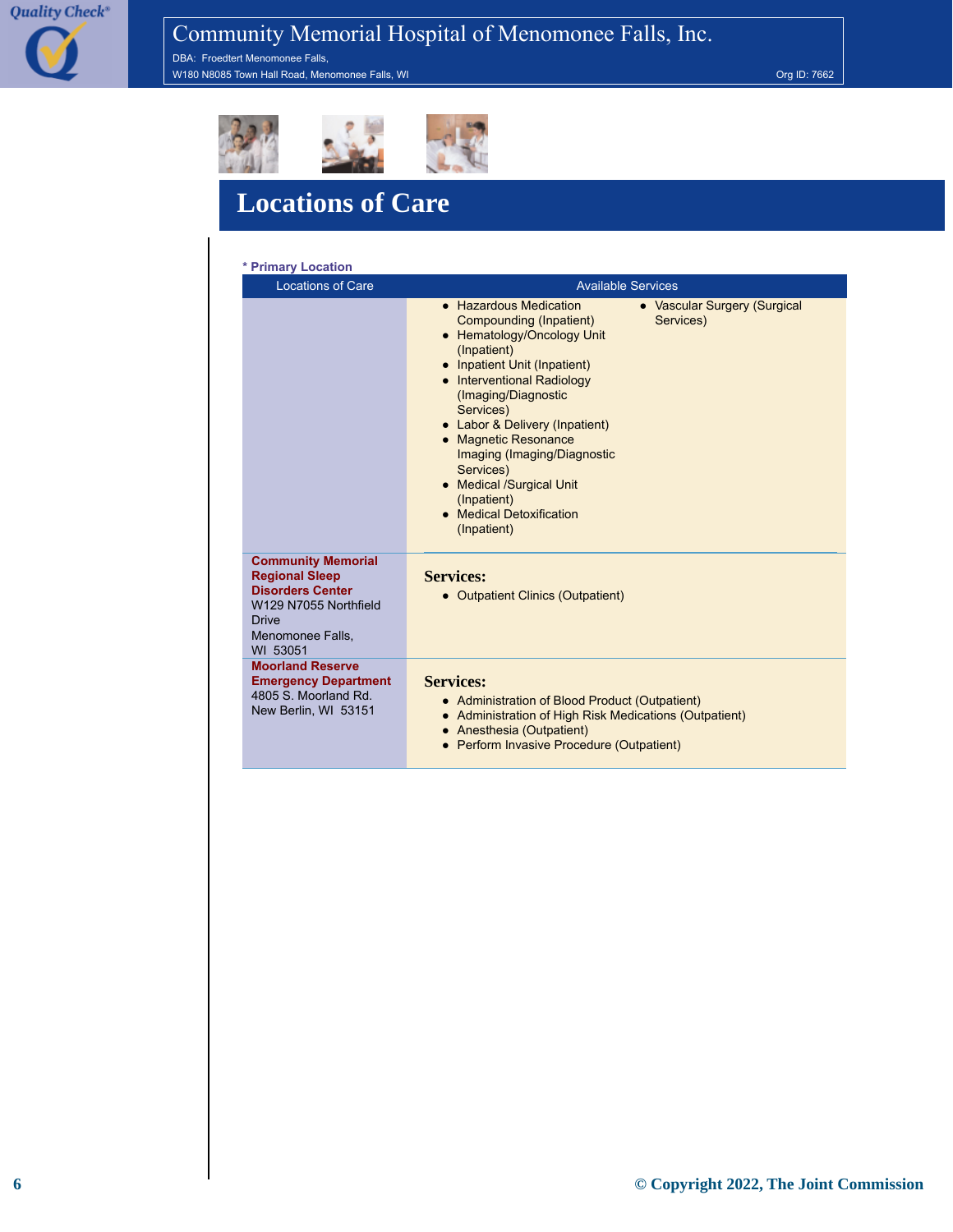# Locations of Care

* Primary Location

| Locations of Care | Available Services |
|---|---|
| | • Hazardous Medication Compounding (Inpatient)<br>• Hematology/Oncology Unit (Inpatient)<br>• Inpatient Unit (Inpatient)<br>• Interventional Radiology (Imaging/Diagnostic Services)<br>• Labor & Delivery (Inpatient)<br>• Magnetic Resonance Imaging (Imaging/Diagnostic Services)<br>• Medical /Surgical Unit (Inpatient)<br>• Medical Detoxification (Inpatient)<br>• Vascular Surgery (Surgical Services) |
| **Community Memorial Regional Sleep Disorders Center**<br>W129 N7055 Northfield Drive<br>Menomonee Falls, WI 53051 | **Services:**<br>• Outpatient Clinics (Outpatient) |
| **Moorland Reserve Emergency Department**<br>4805 S. Moorland Rd.<br>New Berlin, WI 53151 | **Services:**<br>• Administration of Blood Product (Outpatient)<br>• Administration of High Risk Medications (Outpatient)<br>• Anesthesia (Outpatient)<br>• Perform Invasive Procedure (Outpatient) |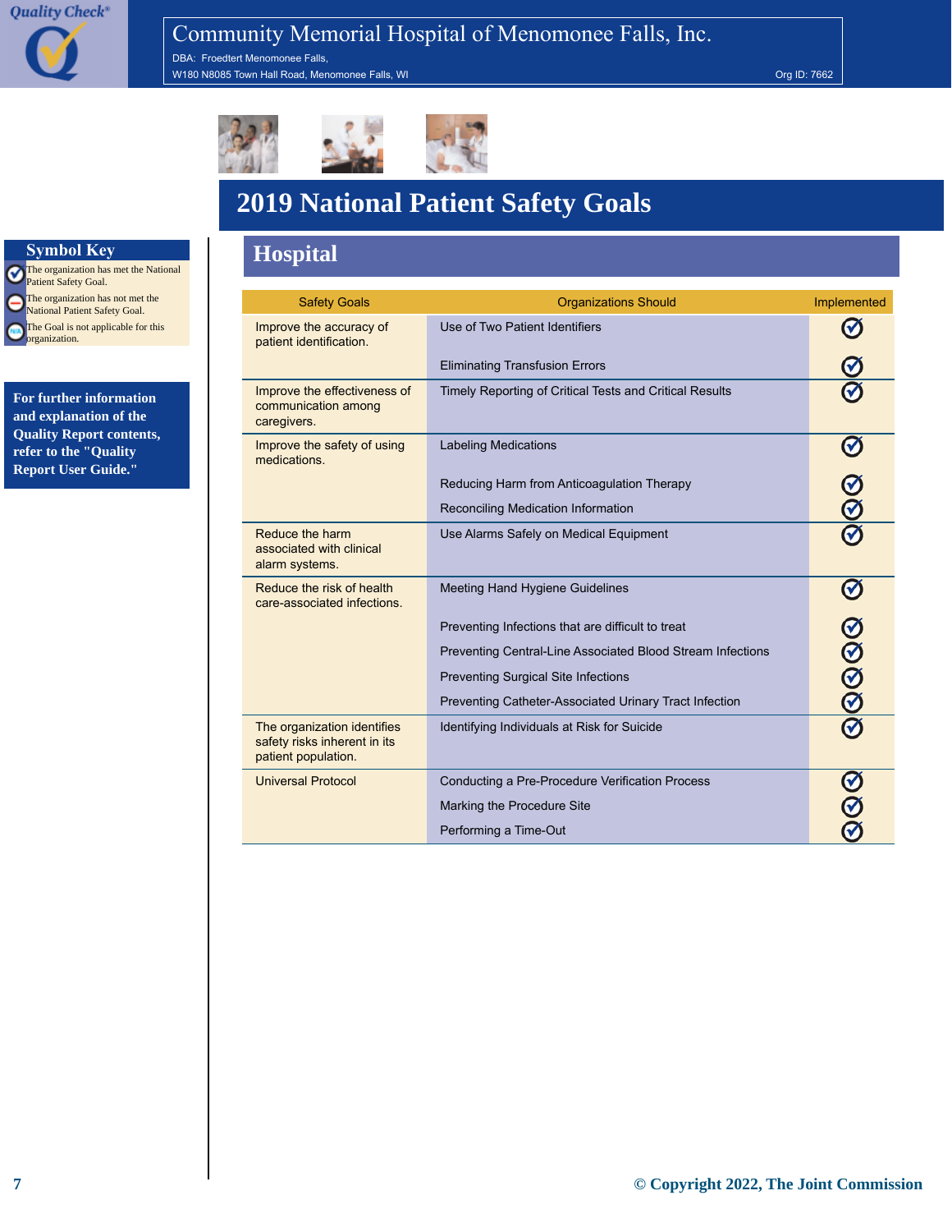Quality Check®

# Community Memorial Hospital of Menomonee Falls, Inc.

DBA: Froedtert Menomonee Falls,
W180 N8085 Town Hall Road, Menomonee Falls, WI

Org ID: 7662

## 2019 National Patient Safety Goals

### Symbol Key

- ✓ The organization has met the National Patient Safety Goal.
- ⊖ The organization has not met the National Patient Safety Goal.
- N/A The Goal is not applicable for this organization.

**For further information and explanation of the Quality Report contents, refer to the "Quality Report User Guide."**

### Hospital

| Safety Goals | Organizations Should | Implemented |
|---|---|---|
| Improve the accuracy of patient identification. | Use of Two Patient Identifiers | ✓ |
| | Eliminating Transfusion Errors | ✓ |
| Improve the effectiveness of communication among caregivers. | Timely Reporting of Critical Tests and Critical Results | ✓ |
| Improve the safety of using medications. | Labeling Medications | ✓ |
| | Reducing Harm from Anticoagulation Therapy | ✓ |
| | Reconciling Medication Information | ✓ |
| Reduce the harm associated with clinical alarm systems. | Use Alarms Safely on Medical Equipment | ✓ |
| Reduce the risk of health care-associated infections. | Meeting Hand Hygiene Guidelines | ✓ |
| | Preventing Infections that are difficult to treat | ✓ |
| | Preventing Central-Line Associated Blood Stream Infections | ✓ |
| | Preventing Surgical Site Infections | ✓ |
| | Preventing Catheter-Associated Urinary Tract Infection | ✓ |
| The organization identifies safety risks inherent in its patient population. | Identifying Individuals at Risk for Suicide | ✓ |
| Universal Protocol | Conducting a Pre-Procedure Verification Process | ✓ |
| | Marking the Procedure Site | ✓ |
| | Performing a Time-Out | ✓ |

© Copyright 2022, The Joint Commission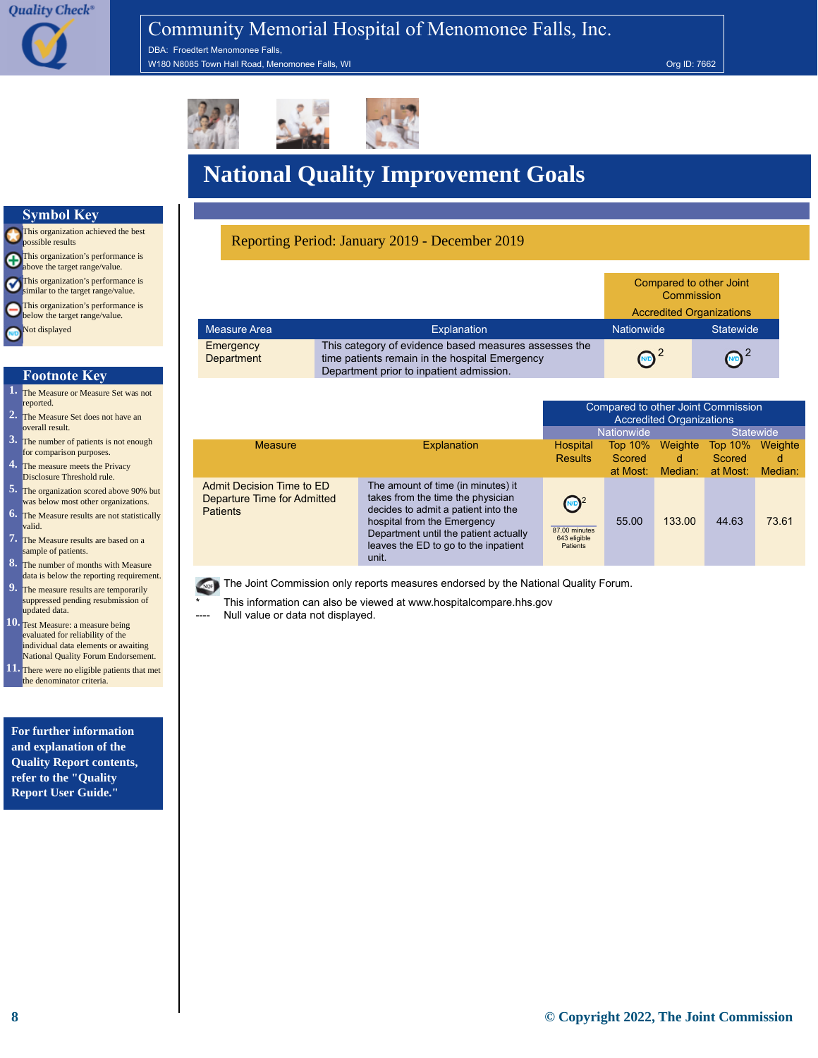# Community Memorial Hospital of Menomonee Falls, Inc.

DBA: Froedtert Menomonee Falls,

W180 N8085 Town Hall Road, Menomonee Falls, WI

Org ID: 7662

# National Quality Improvement Goals

## Symbol Key

- This organization achieved the best possible results
- This organization's performance is above the target range/value.
- This organization's performance is similar to the target range/value.
- This organization's performance is below the target range/value.
- N/D Not displayed

## Footnote Key

1. The Measure or Measure Set was not reported.
2. The Measure Set does not have an overall result.
3. The number of patients is not enough for comparison purposes.
4. The measure meets the Privacy Disclosure Threshold rule.
5. The organization scored above 90% but was below most other organizations.
6. The Measure results are not statistically valid.
7. The Measure results are based on a sample of patients.
8. The number of months with Measure data is below the reporting requirement.
9. The measure results are temporarily suppressed pending resubmission of updated data.
10. Test Measure: a measure being evaluated for reliability of the individual data elements or awaiting National Quality Forum Endorsement.
11. There were no eligible patients that met the denominator criteria.

**For further information and explanation of the Quality Report contents, refer to the "Quality Report User Guide."**

Reporting Period: January 2019 - December 2019

| Measure Area | Explanation | Compared to other Joint Commission Accredited Organizations: Nationwide | Statewide |
|---|---|---|---|
| Emergency Department | This category of evidence based measures assesses the time patients remain in the hospital Emergency Department prior to inpatient admission. | N/D [2] | N/D [2] |

| Measure | Explanation | Hospital Results | Compared to other Joint Commission Accredited Organizations: Nationwide | | Statewide | |
|---|---|---|---|---|---|---|
| | | | Top 10% Scored at Most: | Weighted Median: | Top 10% Scored at Most: | Weighted Median: |
| Admit Decision Time to ED Departure Time for Admitted Patients | The amount of time (in minutes) it takes from the time the physician decides to admit a patient into the hospital from the Emergency Department until the patient actually leaves the ED to go to the inpatient unit. | N/D [2] 87.00 minutes 643 eligible Patients | 55.00 | 133.00 | 44.63 | 73.61 |

NQF The Joint Commission only reports measures endorsed by the National Quality Forum.

\* This information can also be viewed at www.hospitalcompare.hhs.gov

---- Null value or data not displayed.

© Copyright 2022, The Joint Commission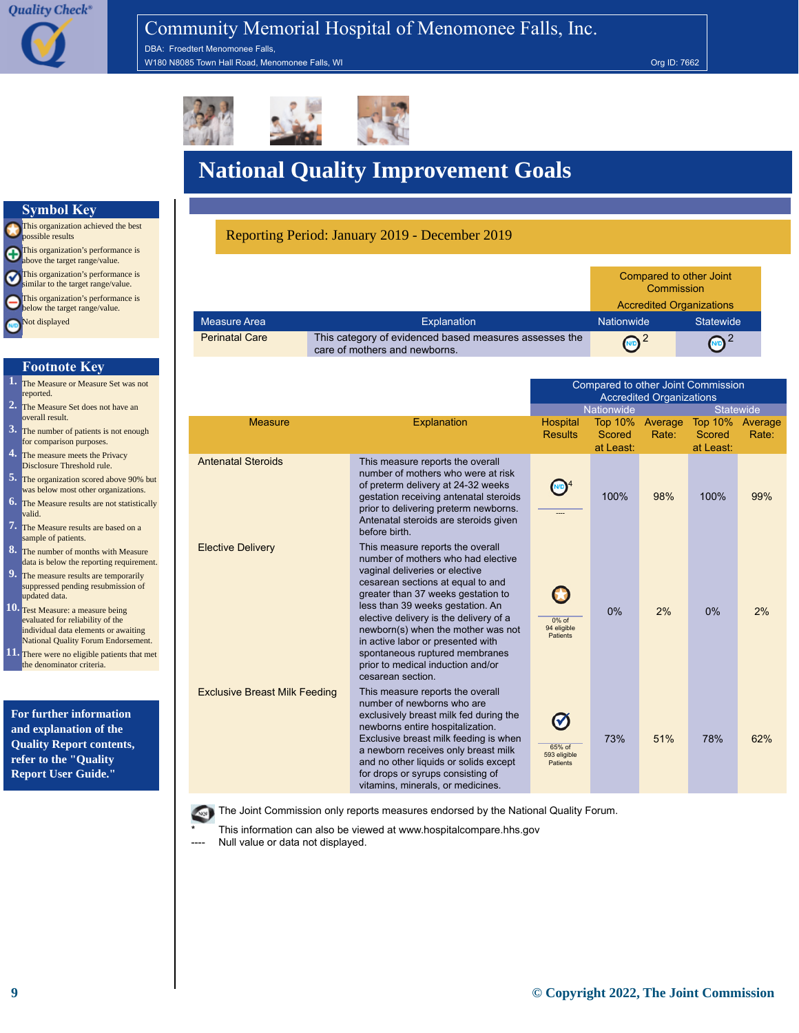# Community Memorial Hospital of Menomonee Falls, Inc.

DBA: Froedtert Menomonee Falls,

W180 N8085 Town Hall Road, Menomonee Falls, WI

Org ID: 7662

# National Quality Improvement Goals

## Symbol Key

- This organization achieved the best possible results
- This organization's performance is above the target range/value.
- This organization's performance is similar to the target range/value.
- This organization's performance is below the target range/value.
- Not displayed

## Footnote Key

1. The Measure or Measure Set was not reported.
2. The Measure Set does not have an overall result.
3. The number of patients is not enough for comparison purposes.
4. The measure meets the Privacy Disclosure Threshold rule.
5. The organization scored above 90% but was below most other organizations.
6. The Measure results are not statistically valid.
7. The Measure results are based on a sample of patients.
8. The number of months with Measure data is below the reporting requirement.
9. The measure results are temporarily suppressed pending resubmission of updated data.
10. Test Measure: a measure being evaluated for reliability of the individual data elements or awaiting National Quality Forum Endorsement.
11. There were no eligible patients that met the denominator criteria.

**For further information and explanation of the Quality Report contents, refer to the "Quality Report User Guide."**

Reporting Period: January 2019 - December 2019

| Measure Area | Explanation | Compared to other Joint Commission Accredited Organizations: Nationwide | Statewide |
|---|---|---|---|
| Perinatal Care | This category of evidenced based measures assesses the care of mothers and newborns. | N/D 2 | N/D 2 |

| Measure | Explanation | Hospital Results | Nationwide: Top 10% Scored at Least: | Nationwide: Average Rate: | Statewide: Top 10% Scored at Least: | Statewide: Average Rate: |
|---|---|---|---|---|---|---|
| Antenatal Steroids | This measure reports the overall number of mothers who were at risk of preterm delivery at 24-32 weeks gestation receiving antenatal steroids prior to delivering preterm newborns. Antenatal steroids are steroids given before birth. | N/D 4 ---- | 100% | 98% | 100% | 99% |
| Elective Delivery | This measure reports the overall number of mothers who had elective vaginal deliveries or elective cesarean sections at equal to and greater than 37 weeks gestation to less than 39 weeks gestation. An elective delivery is the delivery of a newborn(s) when the mother was not in active labor or presented with spontaneous ruptured membranes prior to medical induction and/or cesarean section. | Best possible results; 0% of 94 eligible Patients | 0% | 2% | 0% | 2% |
| Exclusive Breast Milk Feeding | This measure reports the overall number of newborns who are exclusively breast milk fed during the newborns entire hospitalization. Exclusive breast milk feeding is when a newborn receives only breast milk and no other liquids or solids except for drops or syrups consisting of vitamins, minerals, or medicines. | Similar to target; 65% of 593 eligible Patients | 73% | 51% | 78% | 62% |

The Joint Commission only reports measures endorsed by the National Quality Forum.

\* This information can also be viewed at www.hospitalcompare.hhs.gov

---- Null value or data not displayed.

© Copyright 2022, The Joint Commission